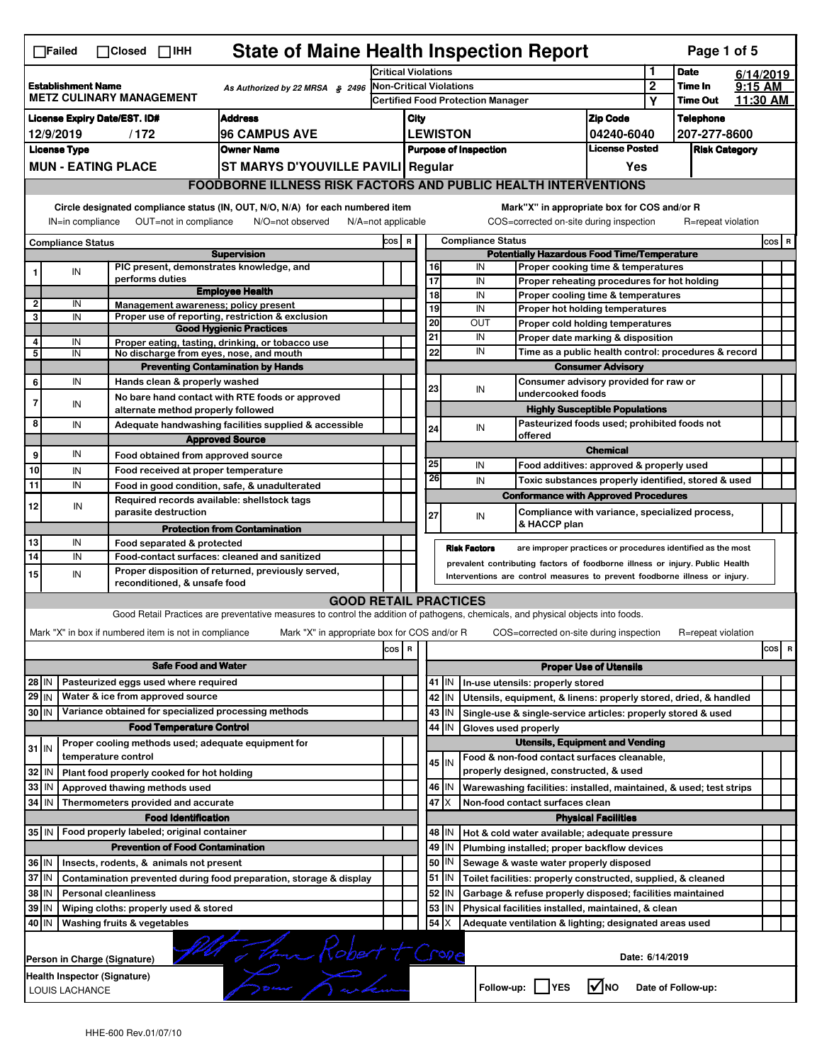☐Failed ☐Closed ☐IHH

# State of Maine Health Inspection Report

Page 1 of 5

| Establishment Name | As Authorized by 22 MRSA § 2496 | Critical Violations | 1 | Date | 6/14/2019 |
|---|---|---|---|---|---|
| METZ CULINARY MANAGEMENT | | Non-Critical Violations | 2 | Time In | 9:15 AM |
| | | Certified Food Protection Manager | Y | Time Out | 11:30 AM |

| License Expiry Date/EST. ID# | Address | City | Zip Code | Telephone |
|---|---|---|---|---|
| 12/9/2019 / 172 | 96 CAMPUS AVE | LEWISTON | 04240-6040 | 207-277-8600 |

| License Type | Owner Name | Purpose of Inspection | License Posted | Risk Category |
|---|---|---|---|---|
| MUN - EATING PLACE | ST MARYS D'YOUVILLE PAVILI | Regular | Yes | |

## FOODBORNE ILLNESS RISK FACTORS AND PUBLIC HEALTH INTERVENTIONS

Circle designated compliance status (IN, OUT, N/O, N/A) for each numbered item
IN=in compliance OUT=not in compliance N/O=not observed N/A=not applicable

Mark "X" in appropriate box for COS and/or R
COS=corrected on-site during inspection R=repeat violation

| # | Compliance Status | Item | COS | R |
|---|---|---|---|---|
| | | **Supervision** | | |
| 1 | IN | PIC present, demonstrates knowledge, and performs duties | | |
| | | **Employee Health** | | |
| 2 | IN | Management awareness; policy present | | |
| 3 | IN | Proper use of reporting, restriction & exclusion | | |
| | | **Good Hygienic Practices** | | |
| 4 | IN | Proper eating, tasting, drinking, or tobacco use | | |
| 5 | IN | No discharge from eyes, nose, and mouth | | |
| | | **Preventing Contamination by Hands** | | |
| 6 | IN | Hands clean & properly washed | | |
| 7 | IN | No bare hand contact with RTE foods or approved alternate method properly followed | | |
| 8 | IN | Adequate handwashing facilities supplied & accessible | | |
| | | **Approved Source** | | |
| 9 | IN | Food obtained from approved source | | |
| 10 | IN | Food received at proper temperature | | |
| 11 | IN | Food in good condition, safe, & unadulterated | | |
| 12 | IN | Required records available: shellstock tags parasite destruction | | |
| | | **Protection from Contamination** | | |
| 13 | IN | Food separated & protected | | |
| 14 | IN | Food-contact surfaces: cleaned and sanitized | | |
| 15 | IN | Proper disposition of returned, previously served, reconditioned, & unsafe food | | |
| | | **Potentially Hazardous Food Time/Temperature** | | |
| 16 | IN | Proper cooking time & temperatures | | |
| 17 | IN | Proper reheating procedures for hot holding | | |
| 18 | IN | Proper cooling time & temperatures | | |
| 19 | IN | Proper hot holding temperatures | | |
| 20 | OUT | Proper cold holding temperatures | | |
| 21 | IN | Proper date marking & disposition | | |
| 22 | IN | Time as a public health control: procedures & record | | |
| | | **Consumer Advisory** | | |
| 23 | IN | Consumer advisory provided for raw or undercooked foods | | |
| | | **Highly Susceptible Populations** | | |
| 24 | IN | Pasteurized foods used; prohibited foods not offered | | |
| | | **Chemical** | | |
| 25 | IN | Food additives: approved & properly used | | |
| 26 | IN | Toxic substances properly identified, stored & used | | |
| | | **Conformance with Approved Procedures** | | |
| 27 | IN | Compliance with variance, specialized process, & HACCP plan | | |

**Risk Factors** are improper practices or procedures identified as the most prevalent contributing factors of foodborne illness or injury. Public Health Interventions are control measures to prevent foodborne illness or injury.

## GOOD RETAIL PRACTICES

Good Retail Practices are preventative measures to control the addition of pathogens, chemicals, and physical objects into foods.

Mark "X" in box if numbered item is not in compliance Mark "X" in appropriate box for COS and/or R COS=corrected on-site during inspection R=repeat violation

| # | Status | Item | COS | R |
|---|---|---|---|---|
| | | **Safe Food and Water** | | |
| 28 | IN | Pasteurized eggs used where required | | |
| 29 | IN | Water & ice from approved source | | |
| 30 | IN | Variance obtained for specialized processing methods | | |
| | | **Food Temperature Control** | | |
| 31 | IN | Proper cooling methods used; adequate equipment for temperature control | | |
| 32 | IN | Plant food properly cooked for hot holding | | |
| 33 | IN | Approved thawing methods used | | |
| 34 | IN | Thermometers provided and accurate | | |
| | | **Food Identification** | | |
| 35 | IN | Food properly labeled; original container | | |
| | | **Prevention of Food Contamination** | | |
| 36 | IN | Insects, rodents, & animals not present | | |
| 37 | IN | Contamination prevented during food preparation, storage & display | | |
| 38 | IN | Personal cleanliness | | |
| 39 | IN | Wiping cloths: properly used & stored | | |
| 40 | IN | Washing fruits & vegetables | | |
| | | **Proper Use of Utensils** | | |
| 41 | IN | In-use utensils: properly stored | | |
| 42 | IN | Utensils, equipment, & linens: properly stored, dried, & handled | | |
| 43 | IN | Single-use & single-service articles: properly stored & used | | |
| 44 | IN | Gloves used properly | | |
| | | **Utensils, Equipment and Vending** | | |
| 45 | IN | Food & non-food contact surfaces cleanable, properly designed, constructed, & used | | |
| 46 | IN | Warewashing facilities: installed, maintained, & used; test strips | | |
| 47 | X | Non-food contact surfaces clean | | |
| | | **Physical Facilities** | | |
| 48 | IN | Hot & cold water available; adequate pressure | | |
| 49 | IN | Plumbing installed; proper backflow devices | | |
| 50 | IN | Sewage & waste water properly disposed | | |
| 51 | IN | Toilet facilities: properly constructed, supplied, & cleaned | | |
| 52 | IN | Garbage & refuse properly disposed; facilities maintained | | |
| 53 | IN | Physical facilities installed, maintained, & clean | | |
| 54 | X | Adequate ventilation & lighting; designated areas used | | |

Person in Charge (Signature): Robert T Crowe   Date: 6/14/2019

Health Inspector (Signature): LOUIS LACHANCE

Follow-up: ☐ YES ☑ NO   Date of Follow-up:

HHE-600 Rev.01/07/10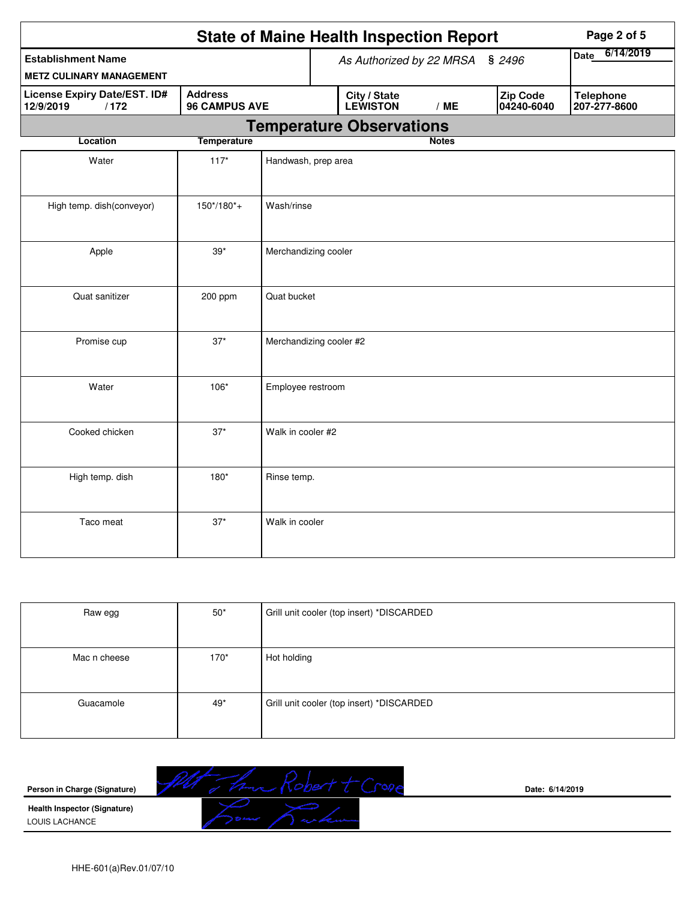# State of Maine Health Inspection Report

| Establishment Name | As Authorized by 22 MRSA § 2496 | | | Date 6/14/2019 |
|---|---|---|---|---|
| METZ CULINARY MANAGEMENT | | | | |
| License Expiry Date/EST. ID# | Address | City / State | Zip Code | Telephone |
| 12/9/2019 / 172 | 96 CAMPUS AVE | LEWISTON / ME | 04240-6040 | 207-277-8600 |

## Temperature Observations

| Location | Temperature | Notes |
|---|---|---|
| Water | 117* | Handwash, prep area |
| High temp. dish(conveyor) | 150*/180*+ | Wash/rinse |
| Apple | 39* | Merchandizing cooler |
| Quat sanitizer | 200 ppm | Quat bucket |
| Promise cup | 37* | Merchandizing cooler #2 |
| Water | 106* | Employee restroom |
| Cooked chicken | 37* | Walk in cooler #2 |
| High temp. dish | 180* | Rinse temp. |
| Taco meat | 37* | Walk in cooler |
| Raw egg | 50* | Grill unit cooler (top insert) *DISCARDED |
| Mac n cheese | 170* | Hot holding |
| Guacamole | 49* | Grill unit cooler (top insert) *DISCARDED |

Person in Charge (Signature) Robert t Crone — Date: 6/14/2019

Health Inspector (Signature)
LOUIS LACHANCE

HHE-601(a)Rev.01/07/10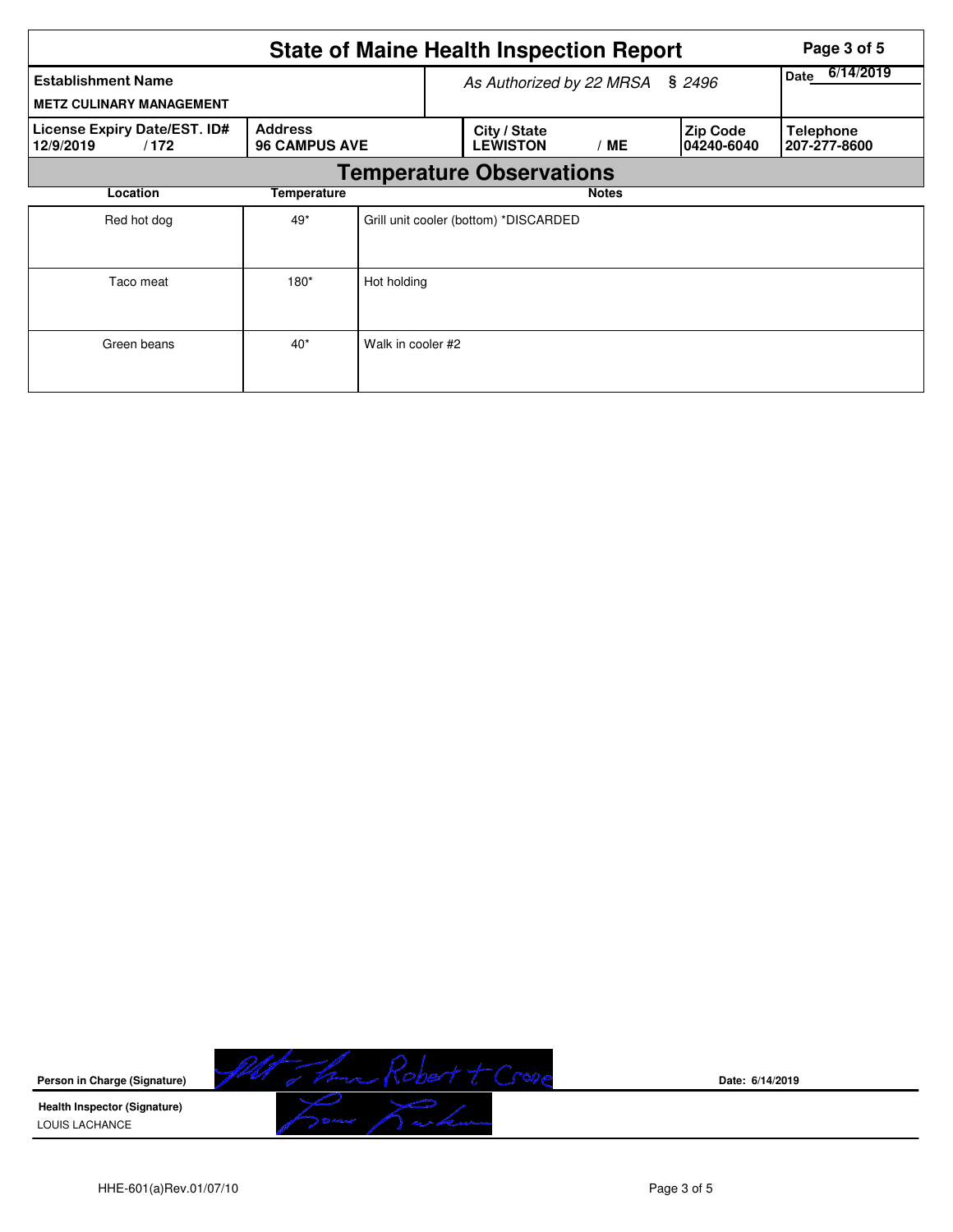# State of Maine Health Inspection Report

| Establishment Name | As Authorized by 22 MRSA § 2496 | | | Date 6/14/2019 |
|---|---|---|---|---|
| METZ CULINARY MANAGEMENT | | | | |
| License Expiry Date/EST. ID# | Address | City / State | Zip Code | Telephone |
| 12/9/2019 / 172 | 96 CAMPUS AVE | LEWISTON / ME | 04240-6040 | 207-277-8600 |

## Temperature Observations

| Location | Temperature | Notes |
|---|---|---|
| Red hot dog | 49* | Grill unit cooler (bottom) *DISCARDED |
| Taco meat | 180* | Hot holding |
| Green beans | 40* | Walk in cooler #2 |

**Person in Charge (Signature)** Robert t Crone

**Date:** 6/14/2019

**Health Inspector (Signature)**
LOUIS LACHANCE

HHE-601(a)Rev.01/07/10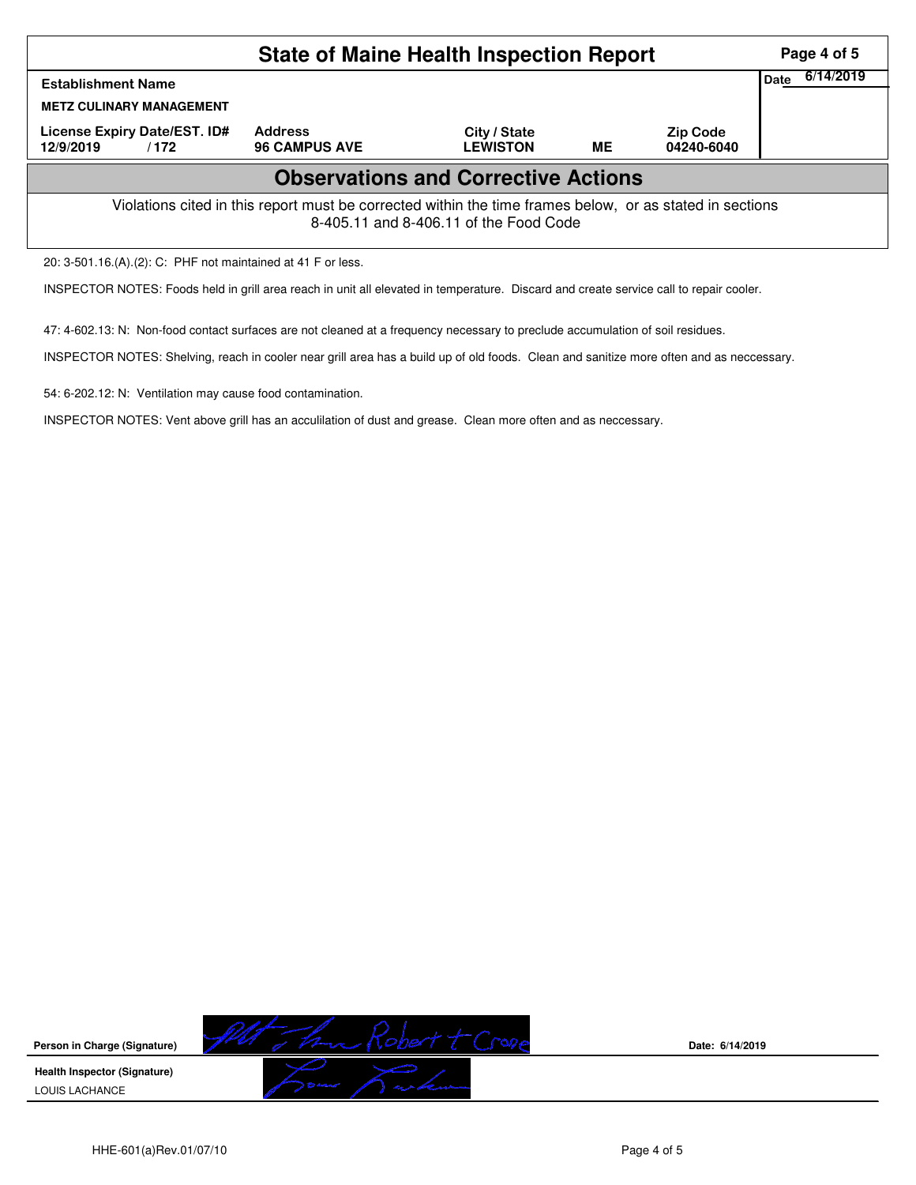# State of Maine Health Inspection Report

| Establishment Name | | | | | Date 6/14/2019 |
|---|---|---|---|---|---|
| METZ CULINARY MANAGEMENT | | | | | |
| License Expiry Date/EST. ID# | Address | City / State | | Zip Code | |
| 12/9/2019 / 172 | 96 CAMPUS AVE | LEWISTON | ME | 04240-6040 | |

## Observations and Corrective Actions

Violations cited in this report must be corrected within the time frames below, or as stated in sections 8-405.11 and 8-406.11 of the Food Code

20: 3-501.16.(A).(2): C: PHF not maintained at 41 F or less.

INSPECTOR NOTES: Foods held in grill area reach in unit all elevated in temperature. Discard and create service call to repair cooler.

47: 4-602.13: N: Non-food contact surfaces are not cleaned at a frequency necessary to preclude accumulation of soil residues.

INSPECTOR NOTES: Shelving, reach in cooler near grill area has a build up of old foods. Clean and sanitize more often and as neccessary.

54: 6-202.12: N: Ventilation may cause food contamination.

INSPECTOR NOTES: Vent above grill has an acculilation of dust and grease. Clean more often and as neccessary.

**Person in Charge (Signature)** Robert t Crone **Date:** 6/14/2019

**Health Inspector (Signature)**

LOUIS LACHANCE

HHE-601(a)Rev.01/07/10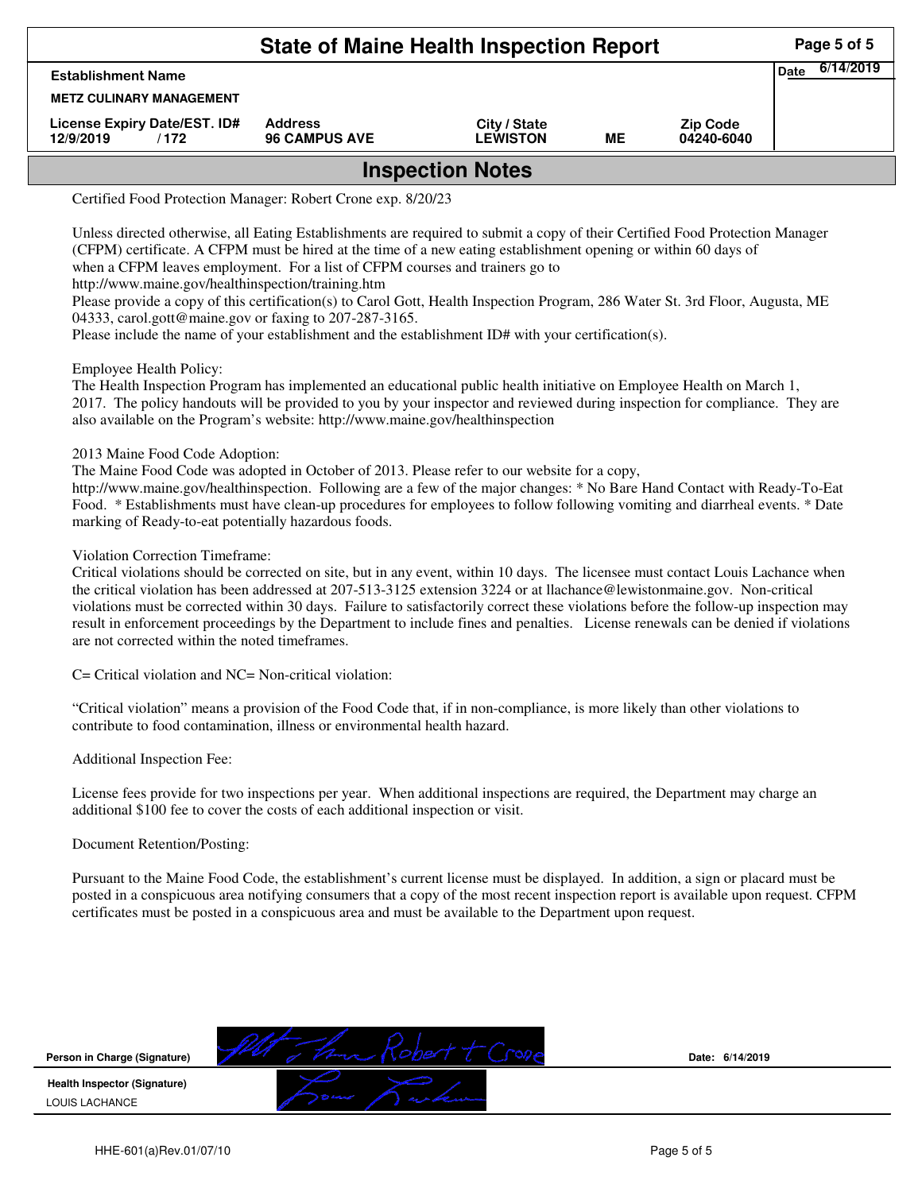# State of Maine Health Inspection Report

| Establishment Name | | | | | Date 6/14/2019 |
|---|---|---|---|---|---|
| METZ CULINARY MANAGEMENT | | | | | |
| License Expiry Date/EST. ID# | Address | City / State | | Zip Code | |
| 12/9/2019 / 172 | 96 CAMPUS AVE | LEWISTON | ME | 04240-6040 | |

## Inspection Notes

Certified Food Protection Manager: Robert Crone exp. 8/20/23

Unless directed otherwise, all Eating Establishments are required to submit a copy of their Certified Food Protection Manager (CFPM) certificate. A CFPM must be hired at the time of a new eating establishment opening or within 60 days of when a CFPM leaves employment. For a list of CFPM courses and trainers go to http://www.maine.gov/healthinspection/training.htm
Please provide a copy of this certification(s) to Carol Gott, Health Inspection Program, 286 Water St. 3rd Floor, Augusta, ME 04333, carol.gott@maine.gov or faxing to 207-287-3165.
Please include the name of your establishment and the establishment ID# with your certification(s).

Employee Health Policy:
The Health Inspection Program has implemented an educational public health initiative on Employee Health on March 1, 2017. The policy handouts will be provided to you by your inspector and reviewed during inspection for compliance. They are also available on the Program's website: http://www.maine.gov/healthinspection

2013 Maine Food Code Adoption:
The Maine Food Code was adopted in October of 2013. Please refer to our website for a copy, http://www.maine.gov/healthinspection. Following are a few of the major changes: * No Bare Hand Contact with Ready-To-Eat Food. * Establishments must have clean-up procedures for employees to follow following vomiting and diarrheal events. * Date marking of Ready-to-eat potentially hazardous foods.

Violation Correction Timeframe:
Critical violations should be corrected on site, but in any event, within 10 days. The licensee must contact Louis Lachance when the critical violation has been addressed at 207-513-3125 extension 3224 or at llachance@lewistonmaine.gov. Non-critical violations must be corrected within 30 days. Failure to satisfactorily correct these violations before the follow-up inspection may result in enforcement proceedings by the Department to include fines and penalties. License renewals can be denied if violations are not corrected within the noted timeframes.

C= Critical violation and NC= Non-critical violation:

"Critical violation" means a provision of the Food Code that, if in non-compliance, is more likely than other violations to contribute to food contamination, illness or environmental health hazard.

Additional Inspection Fee:

License fees provide for two inspections per year. When additional inspections are required, the Department may charge an additional $100 fee to cover the costs of each additional inspection or visit.

Document Retention/Posting:

Pursuant to the Maine Food Code, the establishment's current license must be displayed. In addition, a sign or placard must be posted in a conspicuous area notifying consumers that a copy of the most recent inspection report is available upon request. CFPM certificates must be posted in a conspicuous area and must be available to the Department upon request.

| | | |
|---|---|---|
| Person in Charge (Signature) | Robert t Crone | Date: 6/14/2019 |
| Health Inspector (Signature) LOUIS LACHANCE | | |

HHE-601(a)Rev.01/07/10